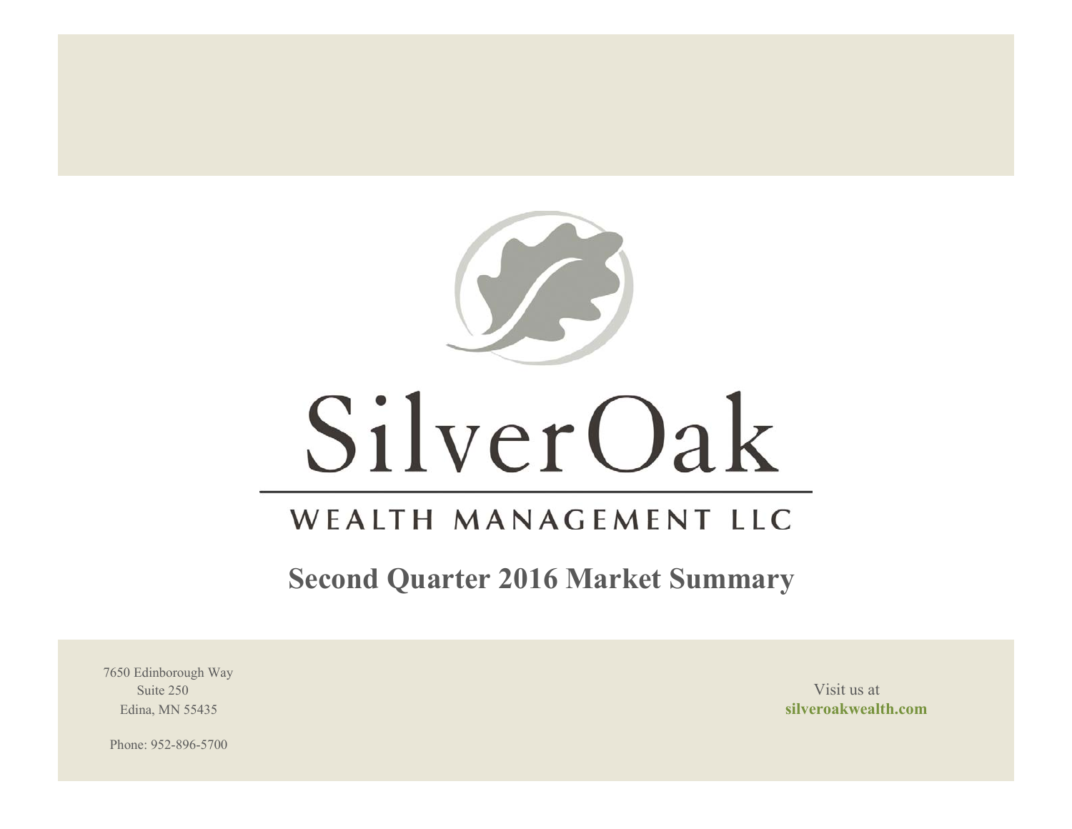# SilverOak

WEALTH MANAGEMENT LLC

## Second Quarter 2016 Market Summary

7650 Edinborough Way
Suite 250
Edina, MN 55435

Phone: 952-896-5700

Visit us at
**silveroakwealth.com**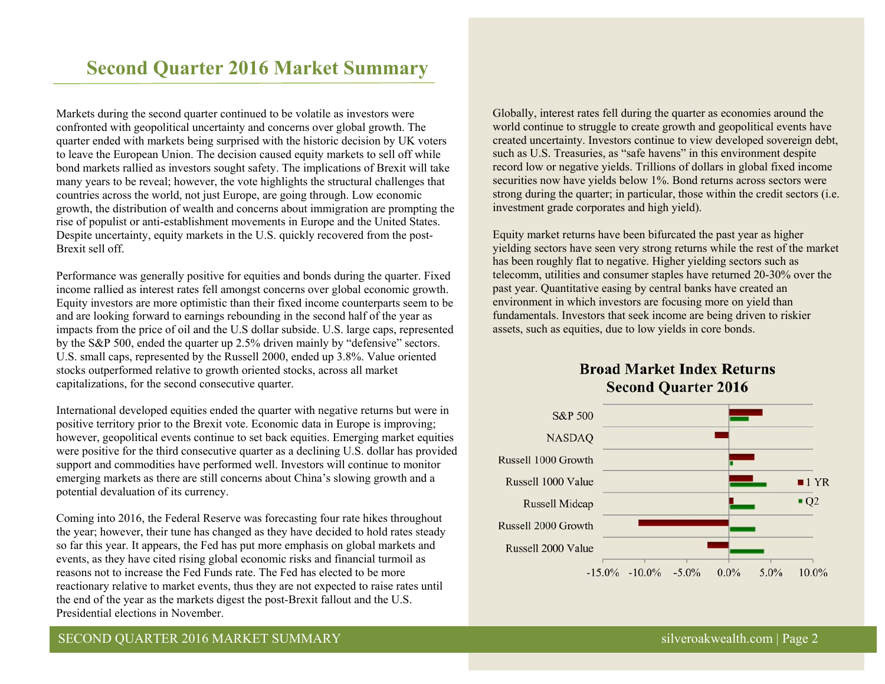# Second Quarter 2016 Market Summary

Markets during the second quarter continued to be volatile as investors were confronted with geopolitical uncertainty and concerns over global growth. The quarter ended with markets being surprised with the historic decision by UK voters to leave the European Union. The decision caused equity markets to sell off while bond markets rallied as investors sought safety. The implications of Brexit will take many years to be reveal; however, the vote highlights the structural challenges that countries across the world, not just Europe, are going through. Low economic growth, the distribution of wealth and concerns about immigration are prompting the rise of populist or anti-establishment movements in Europe and the United States. Despite uncertainty, equity markets in the U.S. quickly recovered from the post-Brexit sell off.

Performance was generally positive for equities and bonds during the quarter. Fixed income rallied as interest rates fell amongst concerns over global economic growth. Equity investors are more optimistic than their fixed income counterparts seem to be and are looking forward to earnings rebounding in the second half of the year as impacts from the price of oil and the U.S dollar subside. U.S. large caps, represented by the S&P 500, ended the quarter up 2.5% driven mainly by "defensive" sectors. U.S. small caps, represented by the Russell 2000, ended up 3.8%. Value oriented stocks outperformed relative to growth oriented stocks, across all market capitalizations, for the second consecutive quarter.

International developed equities ended the quarter with negative returns but were in positive territory prior to the Brexit vote. Economic data in Europe is improving; however, geopolitical events continue to set back equities. Emerging market equities were positive for the third consecutive quarter as a declining U.S. dollar has provided support and commodities have performed well. Investors will continue to monitor emerging markets as there are still concerns about China's slowing growth and a potential devaluation of its currency.

Coming into 2016, the Federal Reserve was forecasting four rate hikes throughout the year; however, their tune has changed as they have decided to hold rates steady so far this year. It appears, the Fed has put more emphasis on global markets and events, as they have cited rising global economic risks and financial turmoil as reasons not to increase the Fed Funds rate. The Fed has elected to be more reactionary relative to market events, thus they are not expected to raise rates until the end of the year as the markets digest the post-Brexit fallout and the U.S. Presidential elections in November.

Globally, interest rates fell during the quarter as economies around the world continue to struggle to create growth and geopolitical events have created uncertainty. Investors continue to view developed sovereign debt, such as U.S. Treasuries, as "safe havens" in this environment despite record low or negative yields. Trillions of dollars in global fixed income securities now have yields below 1%. Bond returns across sectors were strong during the quarter; in particular, those within the credit sectors (i.e. investment grade corporates and high yield).

Equity market returns have been bifurcated the past year as higher yielding sectors have seen very strong returns while the rest of the market has been roughly flat to negative. Higher yielding sectors such as telecomm, utilities and consumer staples have returned 20-30% over the past year. Quantitative easing by central banks have created an environment in which investors are focusing more on yield than fundamentals. Investors that seek income are being driven to riskier assets, such as equities, due to low yields in core bonds.

**Broad Market Index Returns Second Quarter 2016**

| Index | 1 YR | Q2 |
|---|---|---|
| S&P 500 | ~4.0% | ~2.5% |
| NASDAQ | ~-1.6% | ~0.0% |
| Russell 1000 Growth | ~3.0% | ~0.6% |
| Russell 1000 Value | ~2.9% | ~4.6% |
| Russell Midcap | ~0.6% | ~3.2% |
| Russell 2000 Growth | ~-10.8% | ~3.2% |
| Russell 2000 Value | ~-2.6% | ~4.3% |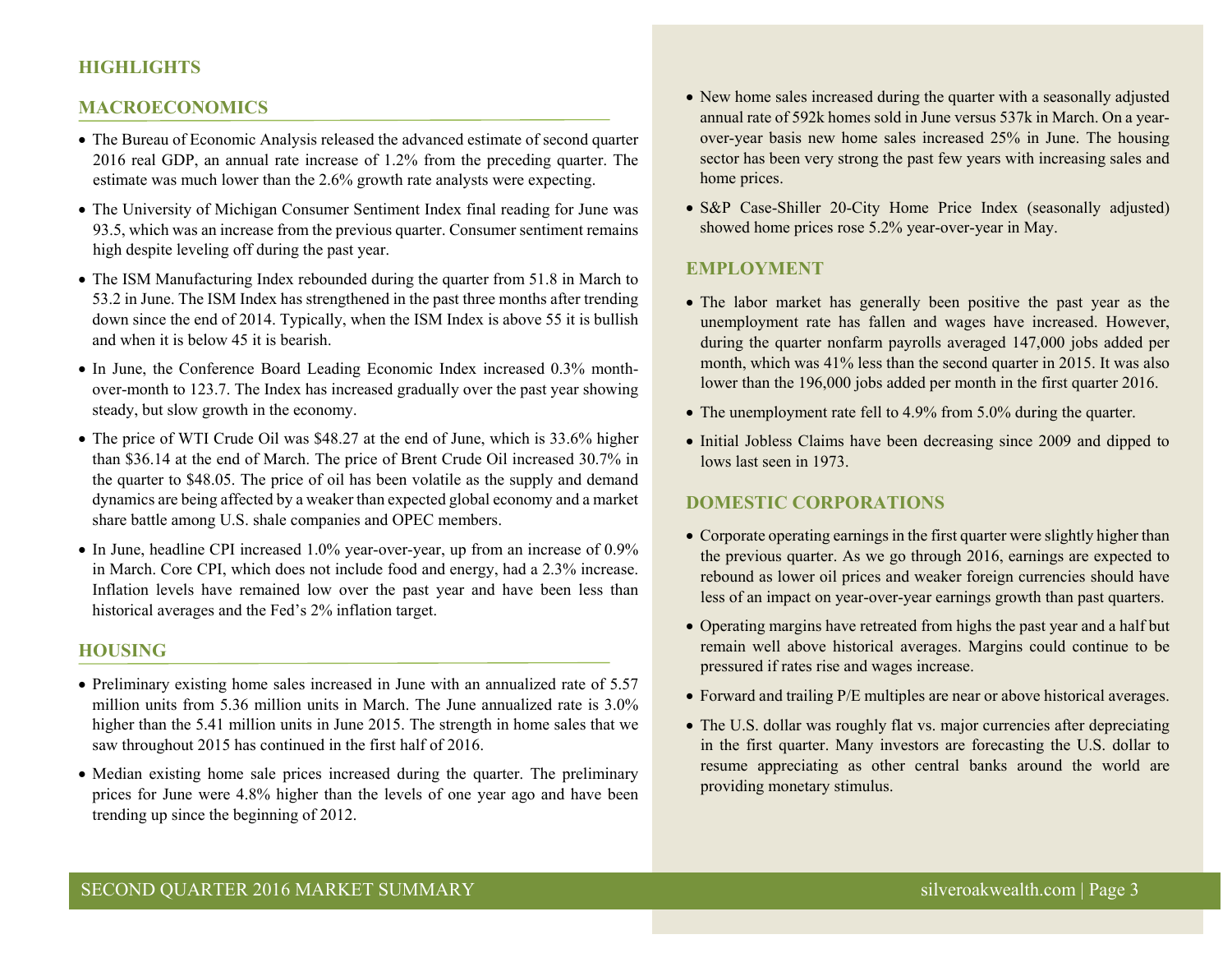## HIGHLIGHTS

### MACROECONOMICS

- The Bureau of Economic Analysis released the advanced estimate of second quarter 2016 real GDP, an annual rate increase of 1.2% from the preceding quarter. The estimate was much lower than the 2.6% growth rate analysts were expecting.
- The University of Michigan Consumer Sentiment Index final reading for June was 93.5, which was an increase from the previous quarter. Consumer sentiment remains high despite leveling off during the past year.
- The ISM Manufacturing Index rebounded during the quarter from 51.8 in March to 53.2 in June. The ISM Index has strengthened in the past three months after trending down since the end of 2014. Typically, when the ISM Index is above 55 it is bullish and when it is below 45 it is bearish.
- In June, the Conference Board Leading Economic Index increased 0.3% month-over-month to 123.7. The Index has increased gradually over the past year showing steady, but slow growth in the economy.
- The price of WTI Crude Oil was $48.27 at the end of June, which is 33.6% higher than $36.14 at the end of March. The price of Brent Crude Oil increased 30.7% in the quarter to $48.05. The price of oil has been volatile as the supply and demand dynamics are being affected by a weaker than expected global economy and a market share battle among U.S. shale companies and OPEC members.
- In June, headline CPI increased 1.0% year-over-year, up from an increase of 0.9% in March. Core CPI, which does not include food and energy, had a 2.3% increase. Inflation levels have remained low over the past year and have been less than historical averages and the Fed's 2% inflation target.

### HOUSING

- Preliminary existing home sales increased in June with an annualized rate of 5.57 million units from 5.36 million units in March. The June annualized rate is 3.0% higher than the 5.41 million units in June 2015. The strength in home sales that we saw throughout 2015 has continued in the first half of 2016.
- Median existing home sale prices increased during the quarter. The preliminary prices for June were 4.8% higher than the levels of one year ago and have been trending up since the beginning of 2012.
- New home sales increased during the quarter with a seasonally adjusted annual rate of 592k homes sold in June versus 537k in March. On a year-over-year basis new home sales increased 25% in June. The housing sector has been very strong the past few years with increasing sales and home prices.
- S&P Case-Shiller 20-City Home Price Index (seasonally adjusted) showed home prices rose 5.2% year-over-year in May.

### EMPLOYMENT

- The labor market has generally been positive the past year as the unemployment rate has fallen and wages have increased. However, during the quarter nonfarm payrolls averaged 147,000 jobs added per month, which was 41% less than the second quarter in 2015. It was also lower than the 196,000 jobs added per month in the first quarter 2016.
- The unemployment rate fell to 4.9% from 5.0% during the quarter.
- Initial Jobless Claims have been decreasing since 2009 and dipped to lows last seen in 1973.

### DOMESTIC CORPORATIONS

- Corporate operating earnings in the first quarter were slightly higher than the previous quarter. As we go through 2016, earnings are expected to rebound as lower oil prices and weaker foreign currencies should have less of an impact on year-over-year earnings growth than past quarters.
- Operating margins have retreated from highs the past year and a half but remain well above historical averages. Margins could continue to be pressured if rates rise and wages increase.
- Forward and trailing P/E multiples are near or above historical averages.
- The U.S. dollar was roughly flat vs. major currencies after depreciating in the first quarter. Many investors are forecasting the U.S. dollar to resume appreciating as other central banks around the world are providing monetary stimulus.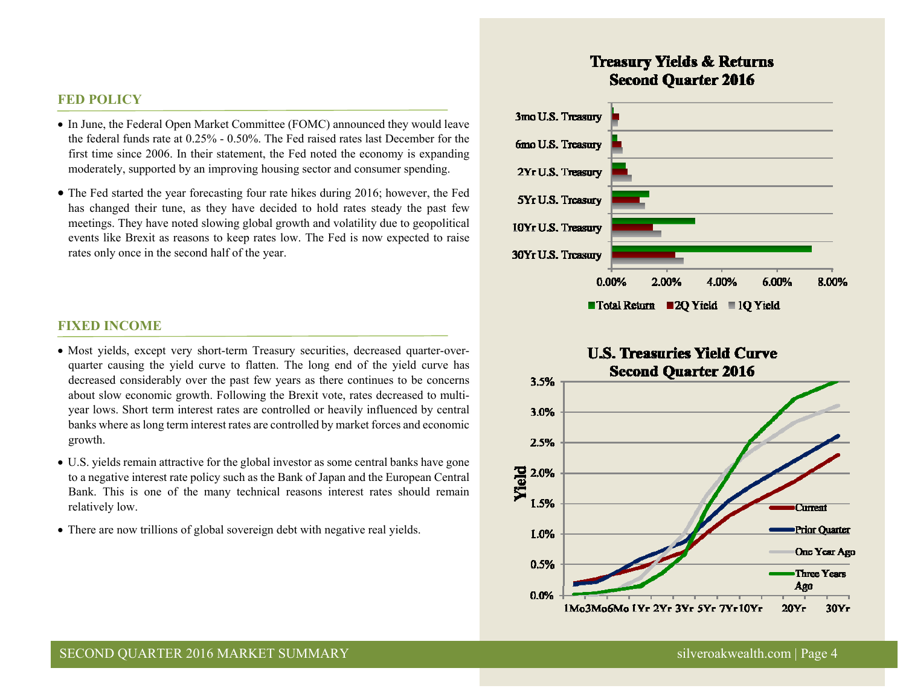## FED POLICY

- In June, the Federal Open Market Committee (FOMC) announced they would leave the federal funds rate at 0.25% - 0.50%. The Fed raised rates last December for the first time since 2006. In their statement, the Fed noted the economy is expanding moderately, supported by an improving housing sector and consumer spending.
- The Fed started the year forecasting four rate hikes during 2016; however, the Fed has changed their tune, as they have decided to hold rates steady the past few meetings. They have noted slowing global growth and volatility due to geopolitical events like Brexit as reasons to keep rates low. The Fed is now expected to raise rates only once in the second half of the year.

## FIXED INCOME

- Most yields, except very short-term Treasury securities, decreased quarter-over-quarter causing the yield curve to flatten. The long end of the yield curve has decreased considerably over the past few years as there continues to be concerns about slow economic growth. Following the Brexit vote, rates decreased to multi-year lows. Short term interest rates are controlled or heavily influenced by central banks where as long term interest rates are controlled by market forces and economic growth.
- U.S. yields remain attractive for the global investor as some central banks have gone to a negative interest rate policy such as the Bank of Japan and the European Central Bank. This is one of the many technical reasons interest rates should remain relatively low.
- There are now trillions of global sovereign debt with negative real yields.

**Treasury Yields & Returns**
**Second Quarter 2016**

**U.S. Treasuries Yield Curve**
**Second Quarter 2016**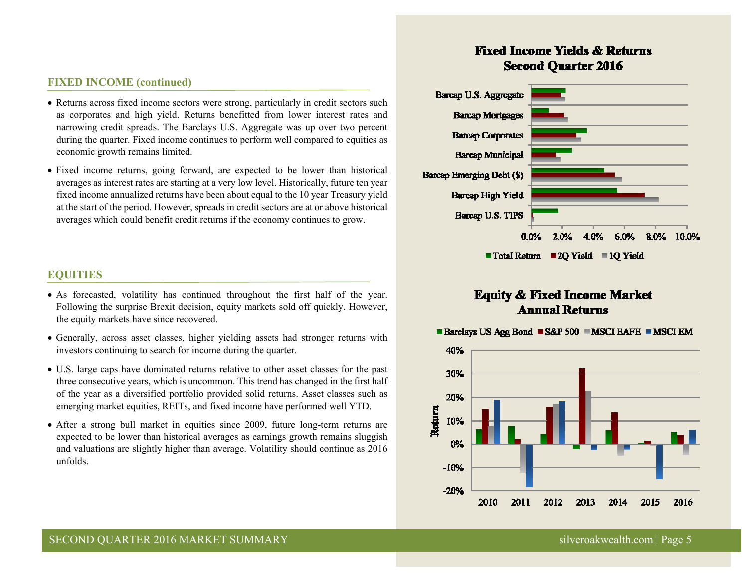## FIXED INCOME (continued)

- Returns across fixed income sectors were strong, particularly in credit sectors such as corporates and high yield. Returns benefitted from lower interest rates and narrowing credit spreads. The Barclays U.S. Aggregate was up over two percent during the quarter. Fixed income continues to perform well compared to equities as economic growth remains limited.
- Fixed income returns, going forward, are expected to be lower than historical averages as interest rates are starting at a very low level. Historically, future ten year fixed income annualized returns have been about equal to the 10 year Treasury yield at the start of the period. However, spreads in credit sectors are at or above historical averages which could benefit credit returns if the economy continues to grow.

## EQUITIES

- As forecasted, volatility has continued throughout the first half of the year. Following the surprise Brexit decision, equity markets sold off quickly. However, the equity markets have since recovered.
- Generally, across asset classes, higher yielding assets had stronger returns with investors continuing to search for income during the quarter.
- U.S. large caps have dominated returns relative to other asset classes for the past three consecutive years, which is uncommon. This trend has changed in the first half of the year as a diversified portfolio provided solid returns. Asset classes such as emerging market equities, REITs, and fixed income have performed well YTD.
- After a strong bull market in equities since 2009, future long-term returns are expected to be lower than historical averages as earnings growth remains sluggish and valuations are slightly higher than average. Volatility should continue as 2016 unfolds.

**Fixed Income Yields & Returns**
**Second Quarter 2016**

Barcap U.S. Aggregate, Barcap Mortgages, Barcap Corporates, Barcap Municipal, Barcap Emerging Debt ($), Barcap High Yield, Barcap U.S. TIPS

0.0% 2.0% 4.0% 6.0% 8.0% 10.0%

Total Return | 2Q Yield | 1Q Yield

**Equity & Fixed Income Market**
**Annual Returns**

Barclays US Agg Bond | S&P 500 | MSCI EAFE | MSCI EM

Return: 40% 30% 20% 10% 0% -10% -20%

2010 2011 2012 2013 2014 2015 2016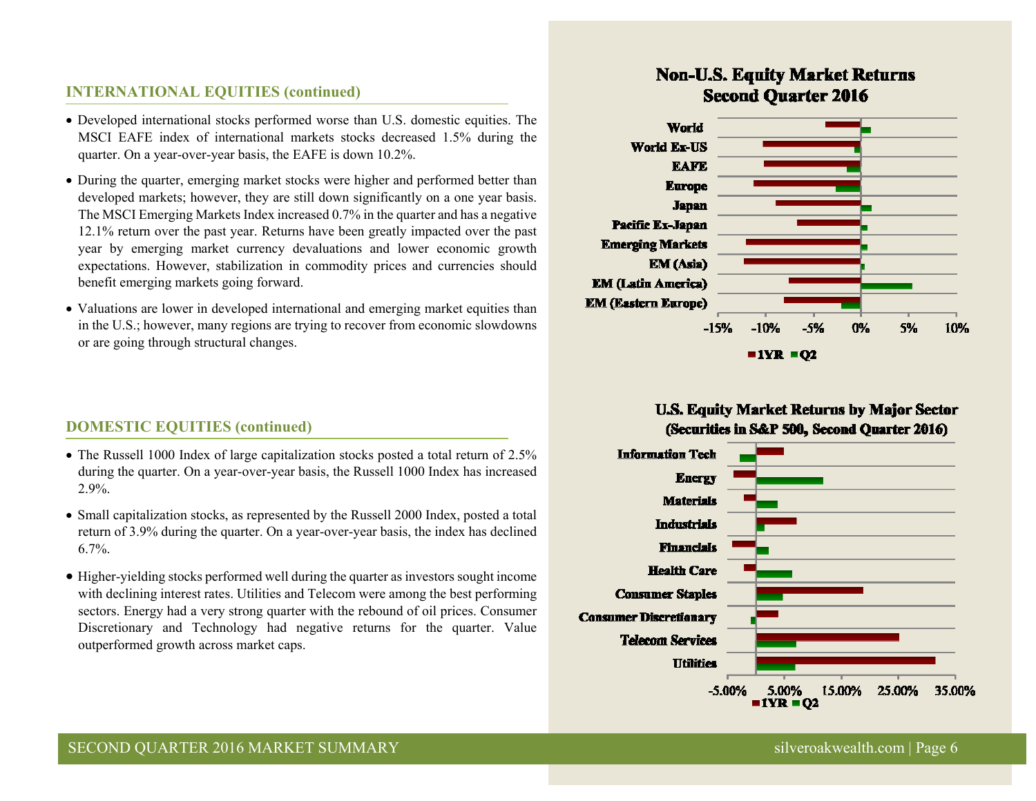## INTERNATIONAL EQUITIES (continued)

- Developed international stocks performed worse than U.S. domestic equities. The MSCI EAFE index of international markets stocks decreased 1.5% during the quarter. On a year-over-year basis, the EAFE is down 10.2%.
- During the quarter, emerging market stocks were higher and performed better than developed markets; however, they are still down significantly on a one year basis. The MSCI Emerging Markets Index increased 0.7% in the quarter and has a negative 12.1% return over the past year. Returns have been greatly impacted over the past year by emerging market currency devaluations and lower economic growth expectations. However, stabilization in commodity prices and currencies should benefit emerging markets going forward.
- Valuations are lower in developed international and emerging market equities than in the U.S.; however, many regions are trying to recover from economic slowdowns or are going through structural changes.

## DOMESTIC EQUITIES (continued)

- The Russell 1000 Index of large capitalization stocks posted a total return of 2.5% during the quarter. On a year-over-year basis, the Russell 1000 Index has increased 2.9%.
- Small capitalization stocks, as represented by the Russell 2000 Index, posted a total return of 3.9% during the quarter. On a year-over-year basis, the index has declined 6.7%.
- Higher-yielding stocks performed well during the quarter as investors sought income with declining interest rates. Utilities and Telecom were among the best performing sectors. Energy had a very strong quarter with the rebound of oil prices. Consumer Discretionary and Technology had negative returns for the quarter. Value outperformed growth across market caps.

**Non-U.S. Equity Market Returns**
**Second Quarter 2016**

World, World Ex-US, EAFE, Europe, Japan, Pacific Ex-Japan, Emerging Markets, EM (Asia), EM (Latin America), EM (Eastern Europe)

-15% -10% -5% 0% 5% 10%

1YR Q2

**U.S. Equity Market Returns by Major Sector**
**(Securities in S&P 500, Second Quarter 2016)**

Information Tech, Energy, Materials, Industrials, Financials, Health Care, Consumer Staples, Consumer Discretionary, Telecom Services, Utilities

-5.00% 5.00% 15.00% 25.00% 35.00%

1YR Q2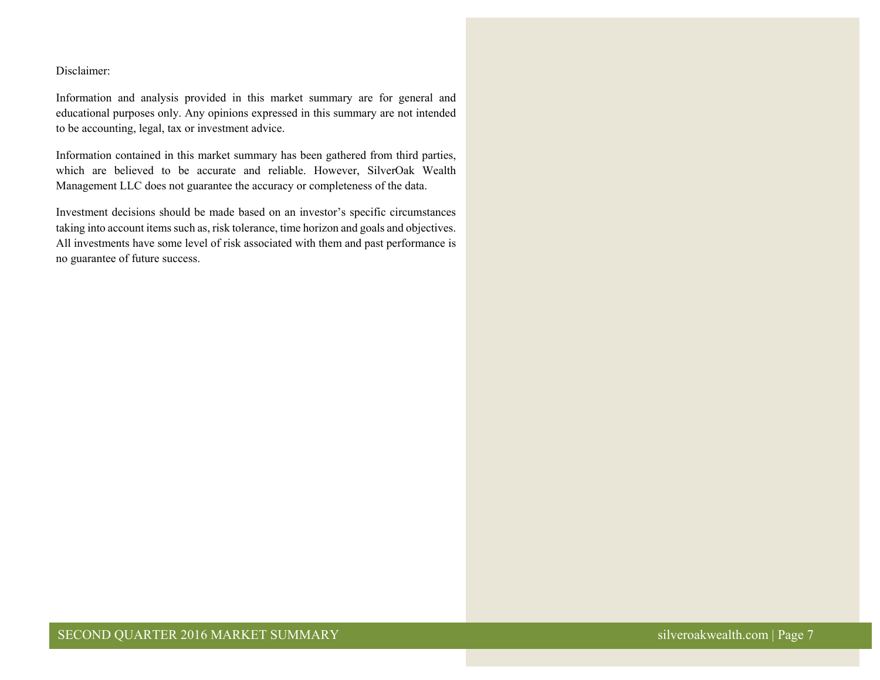Disclaimer:

Information and analysis provided in this market summary are for general and educational purposes only. Any opinions expressed in this summary are not intended to be accounting, legal, tax or investment advice.

Information contained in this market summary has been gathered from third parties, which are believed to be accurate and reliable. However, SilverOak Wealth Management LLC does not guarantee the accuracy or completeness of the data.

Investment decisions should be made based on an investor's specific circumstances taking into account items such as, risk tolerance, time horizon and goals and objectives. All investments have some level of risk associated with them and past performance is no guarantee of future success.